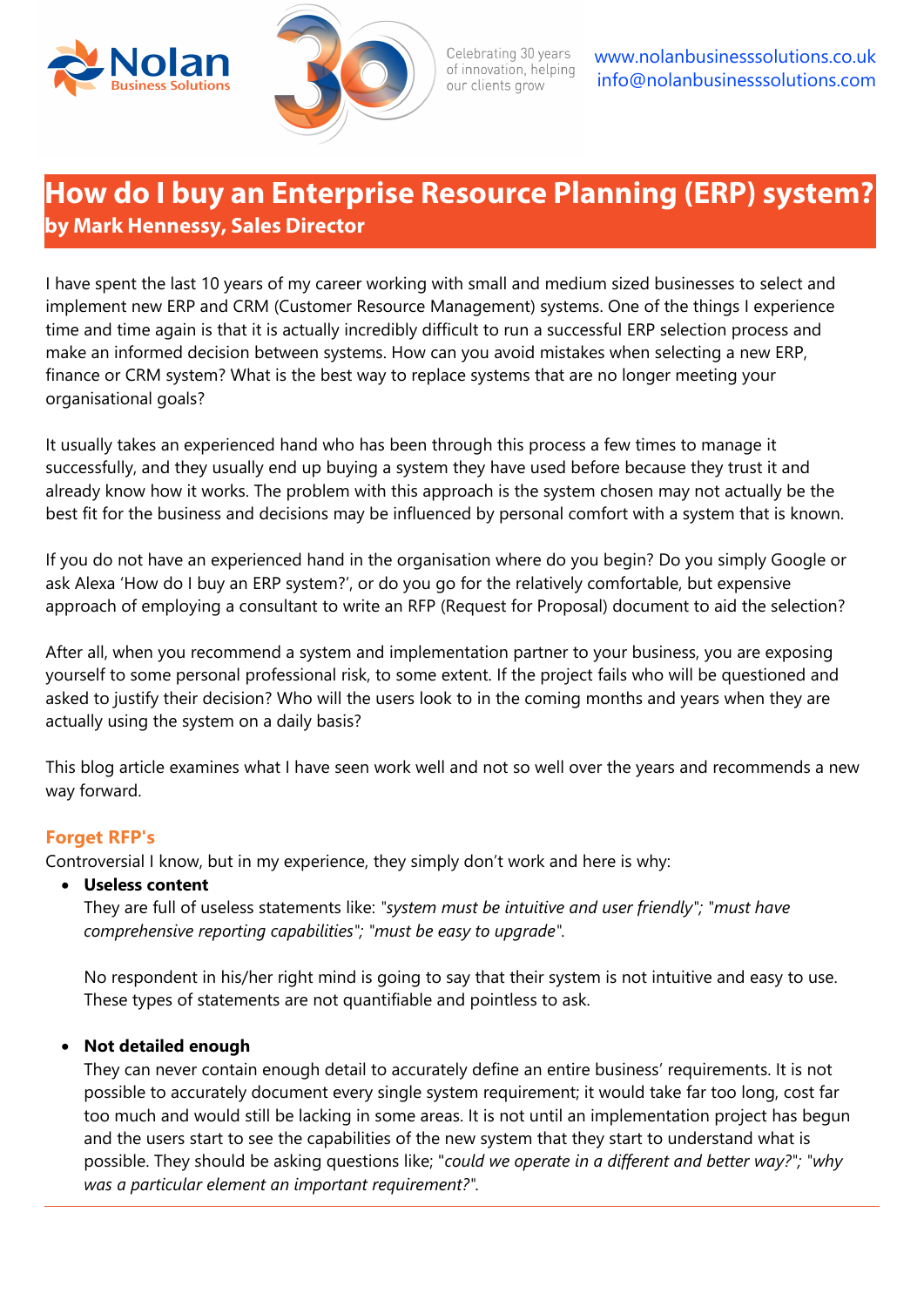# How do I buy an Enterprise Resource Planning (ERP) system?

**by Mark Hennessy, Sales Director**

I have spent the last 10 years of my career working with small and medium sized businesses to select and implement new ERP and CRM (Customer Resource Management) systems. One of the things I experience time and time again is that it is actually incredibly difficult to run a successful ERP selection process and make an informed decision between systems. How can you avoid mistakes when selecting a new ERP, finance or CRM system? What is the best way to replace systems that are no longer meeting your organisational goals?

It usually takes an experienced hand who has been through this process a few times to manage it successfully, and they usually end up buying a system they have used before because they trust it and already know how it works. The problem with this approach is the system chosen may not actually be the best fit for the business and decisions may be influenced by personal comfort with a system that is known.

If you do not have an experienced hand in the organisation where do you begin? Do you simply Google or ask Alexa 'How do I buy an ERP system?', or do you go for the relatively comfortable, but expensive approach of employing a consultant to write an RFP (Request for Proposal) document to aid the selection?

After all, when you recommend a system and implementation partner to your business, you are exposing yourself to some personal professional risk, to some extent. If the project fails who will be questioned and asked to justify their decision? Who will the users look to in the coming months and years when they are actually using the system on a daily basis?

This blog article examines what I have seen work well and not so well over the years and recommends a new way forward.

## Forget RFP's

Controversial I know, but in my experience, they simply don't work and here is why:

- **Useless content**
  They are full of useless statements like: "*system must be intuitive and user friendly*"; "*must have comprehensive reporting capabilities*"; "*must be easy to upgrade*".

  No respondent in his/her right mind is going to say that their system is not intuitive and easy to use. These types of statements are not quantifiable and pointless to ask.

- **Not detailed enough**
  They can never contain enough detail to accurately define an entire business' requirements. It is not possible to accurately document every single system requirement; it would take far too long, cost far too much and would still be lacking in some areas. It is not until an implementation project has begun and the users start to see the capabilities of the new system that they start to understand what is possible. They should be asking questions like; "*could we operate in a different and better way?*"; "*why was a particular element an important requirement?*".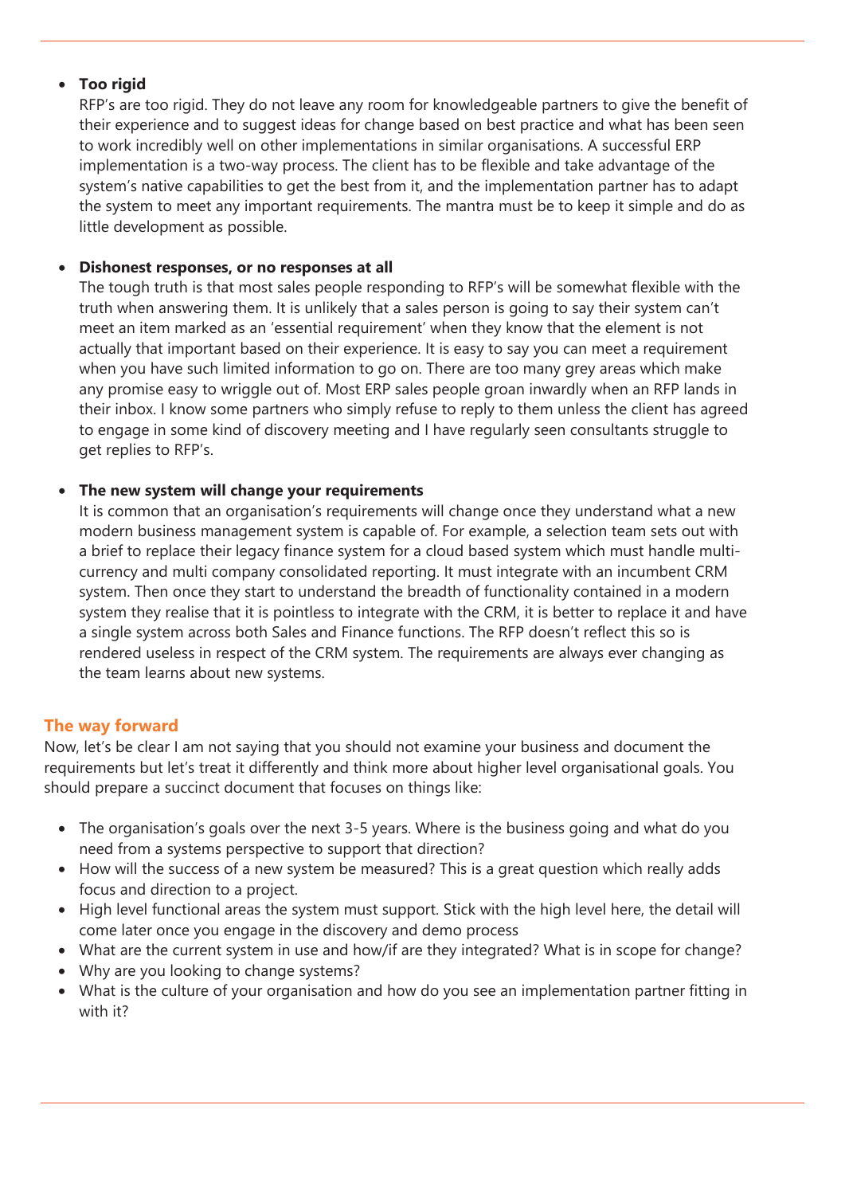- **Too rigid**
  RFP's are too rigid. They do not leave any room for knowledgeable partners to give the benefit of their experience and to suggest ideas for change based on best practice and what has been seen to work incredibly well on other implementations in similar organisations. A successful ERP implementation is a two-way process. The client has to be flexible and take advantage of the system's native capabilities to get the best from it, and the implementation partner has to adapt the system to meet any important requirements. The mantra must be to keep it simple and do as little development as possible.

- **Dishonest responses, or no responses at all**
  The tough truth is that most sales people responding to RFP's will be somewhat flexible with the truth when answering them. It is unlikely that a sales person is going to say their system can't meet an item marked as an 'essential requirement' when they know that the element is not actually that important based on their experience. It is easy to say you can meet a requirement when you have such limited information to go on. There are too many grey areas which make any promise easy to wriggle out of. Most ERP sales people groan inwardly when an RFP lands in their inbox. I know some partners who simply refuse to reply to them unless the client has agreed to engage in some kind of discovery meeting and I have regularly seen consultants struggle to get replies to RFP's.

- **The new system will change your requirements**
  It is common that an organisation's requirements will change once they understand what a new modern business management system is capable of. For example, a selection team sets out with a brief to replace their legacy finance system for a cloud based system which must handle multi-currency and multi company consolidated reporting. It must integrate with an incumbent CRM system. Then once they start to understand the breadth of functionality contained in a modern system they realise that it is pointless to integrate with the CRM, it is better to replace it and have a single system across both Sales and Finance functions. The RFP doesn't reflect this so is rendered useless in respect of the CRM system. The requirements are always ever changing as the team learns about new systems.

## The way forward

Now, let's be clear I am not saying that you should not examine your business and document the requirements but let's treat it differently and think more about higher level organisational goals. You should prepare a succinct document that focuses on things like:

- The organisation's goals over the next 3-5 years. Where is the business going and what do you need from a systems perspective to support that direction?
- How will the success of a new system be measured? This is a great question which really adds focus and direction to a project.
- High level functional areas the system must support. Stick with the high level here, the detail will come later once you engage in the discovery and demo process
- What are the current system in use and how/if are they integrated? What is in scope for change?
- Why are you looking to change systems?
- What is the culture of your organisation and how do you see an implementation partner fitting in with it?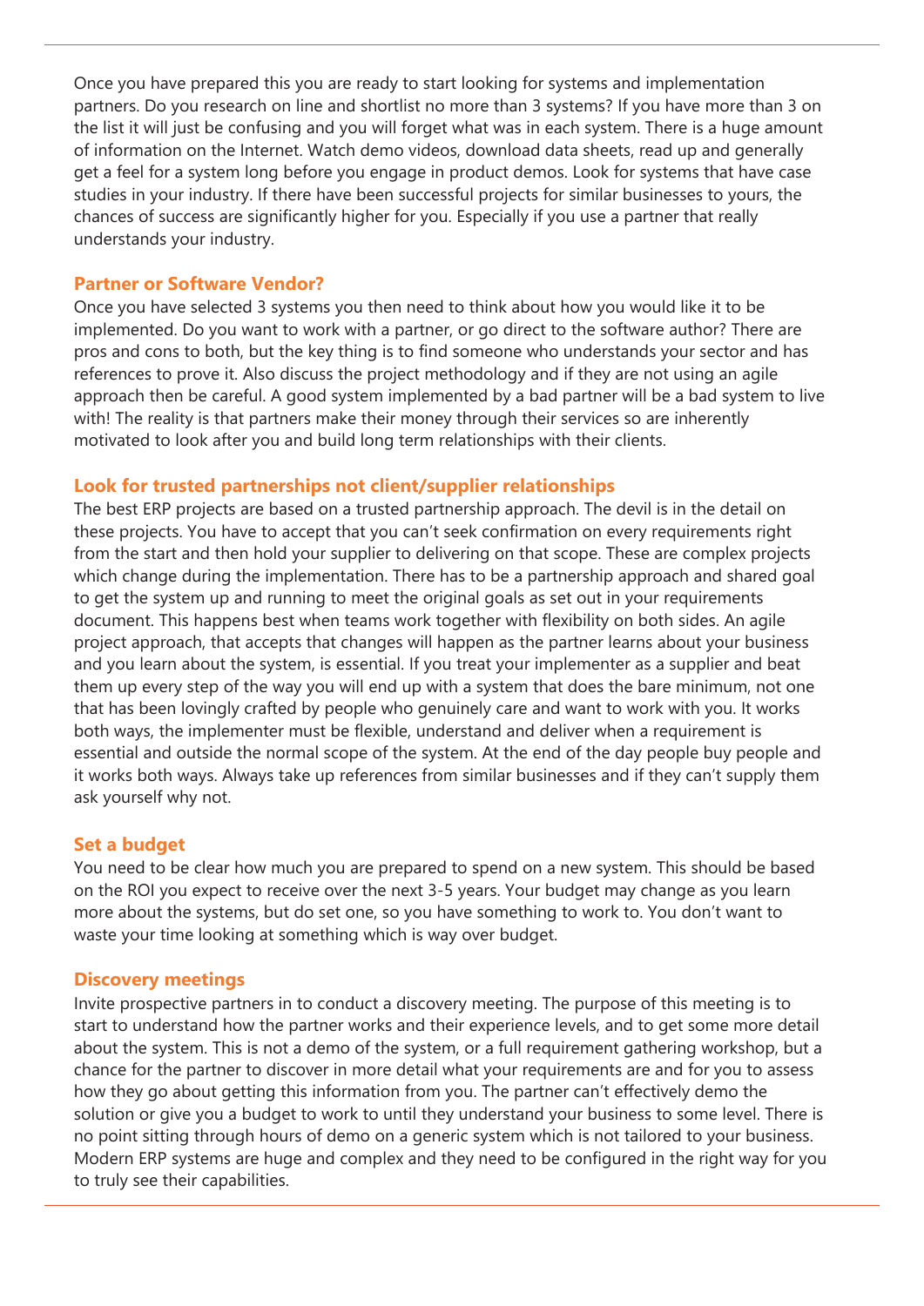Once you have prepared this you are ready to start looking for systems and implementation partners. Do you research on line and shortlist no more than 3 systems? If you have more than 3 on the list it will just be confusing and you will forget what was in each system. There is a huge amount of information on the Internet. Watch demo videos, download data sheets, read up and generally get a feel for a system long before you engage in product demos. Look for systems that have case studies in your industry. If there have been successful projects for similar businesses to yours, the chances of success are significantly higher for you. Especially if you use a partner that really understands your industry.

## Partner or Software Vendor?

Once you have selected 3 systems you then need to think about how you would like it to be implemented. Do you want to work with a partner, or go direct to the software author? There are pros and cons to both, but the key thing is to find someone who understands your sector and has references to prove it. Also discuss the project methodology and if they are not using an agile approach then be careful. A good system implemented by a bad partner will be a bad system to live with! The reality is that partners make their money through their services so are inherently motivated to look after you and build long term relationships with their clients.

## Look for trusted partnerships not client/supplier relationships

The best ERP projects are based on a trusted partnership approach. The devil is in the detail on these projects. You have to accept that you can't seek confirmation on every requirements right from the start and then hold your supplier to delivering on that scope. These are complex projects which change during the implementation. There has to be a partnership approach and shared goal to get the system up and running to meet the original goals as set out in your requirements document. This happens best when teams work together with flexibility on both sides. An agile project approach, that accepts that changes will happen as the partner learns about your business and you learn about the system, is essential. If you treat your implementer as a supplier and beat them up every step of the way you will end up with a system that does the bare minimum, not one that has been lovingly crafted by people who genuinely care and want to work with you. It works both ways, the implementer must be flexible, understand and deliver when a requirement is essential and outside the normal scope of the system. At the end of the day people buy people and it works both ways. Always take up references from similar businesses and if they can't supply them ask yourself why not.

## Set a budget

You need to be clear how much you are prepared to spend on a new system. This should be based on the ROI you expect to receive over the next 3-5 years. Your budget may change as you learn more about the systems, but do set one, so you have something to work to. You don't want to waste your time looking at something which is way over budget.

## Discovery meetings

Invite prospective partners in to conduct a discovery meeting. The purpose of this meeting is to start to understand how the partner works and their experience levels, and to get some more detail about the system. This is not a demo of the system, or a full requirement gathering workshop, but a chance for the partner to discover in more detail what your requirements are and for you to assess how they go about getting this information from you. The partner can't effectively demo the solution or give you a budget to work to until they understand your business to some level. There is no point sitting through hours of demo on a generic system which is not tailored to your business. Modern ERP systems are huge and complex and they need to be configured in the right way for you to truly see their capabilities.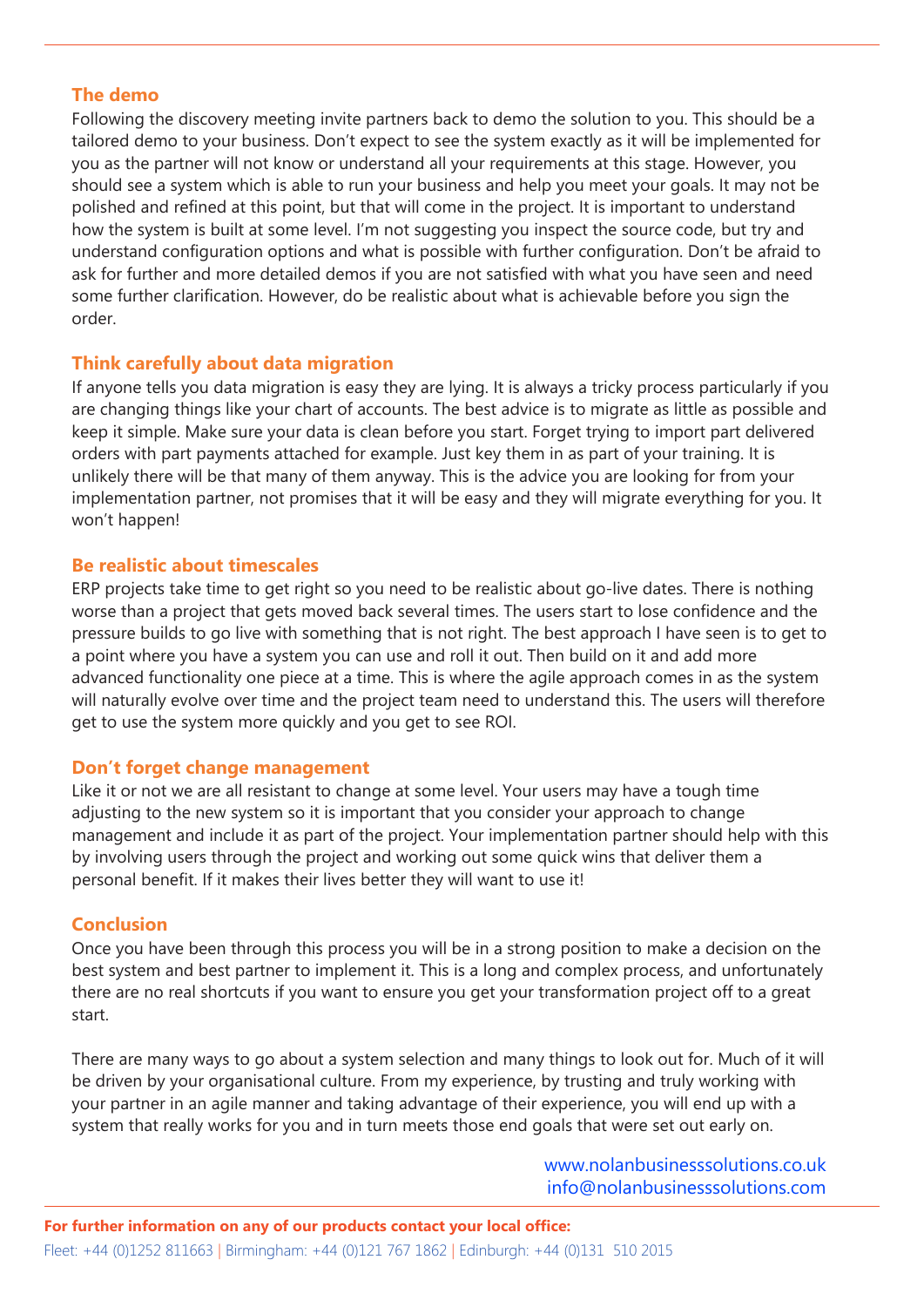### The demo

Following the discovery meeting invite partners back to demo the solution to you. This should be a tailored demo to your business. Don't expect to see the system exactly as it will be implemented for you as the partner will not know or understand all your requirements at this stage. However, you should see a system which is able to run your business and help you meet your goals. It may not be polished and refined at this point, but that will come in the project. It is important to understand how the system is built at some level. I'm not suggesting you inspect the source code, but try and understand configuration options and what is possible with further configuration. Don't be afraid to ask for further and more detailed demos if you are not satisfied with what you have seen and need some further clarification. However, do be realistic about what is achievable before you sign the order.

### Think carefully about data migration

If anyone tells you data migration is easy they are lying. It is always a tricky process particularly if you are changing things like your chart of accounts. The best advice is to migrate as little as possible and keep it simple. Make sure your data is clean before you start. Forget trying to import part delivered orders with part payments attached for example. Just key them in as part of your training. It is unlikely there will be that many of them anyway. This is the advice you are looking for from your implementation partner, not promises that it will be easy and they will migrate everything for you. It won't happen!

### Be realistic about timescales

ERP projects take time to get right so you need to be realistic about go-live dates. There is nothing worse than a project that gets moved back several times. The users start to lose confidence and the pressure builds to go live with something that is not right. The best approach I have seen is to get to a point where you have a system you can use and roll it out. Then build on it and add more advanced functionality one piece at a time. This is where the agile approach comes in as the system will naturally evolve over time and the project team need to understand this. The users will therefore get to use the system more quickly and you get to see ROI.

### Don't forget change management

Like it or not we are all resistant to change at some level. Your users may have a tough time adjusting to the new system so it is important that you consider your approach to change management and include it as part of the project. Your implementation partner should help with this by involving users through the project and working out some quick wins that deliver them a personal benefit. If it makes their lives better they will want to use it!

### Conclusion

Once you have been through this process you will be in a strong position to make a decision on the best system and best partner to implement it. This is a long and complex process, and unfortunately there are no real shortcuts if you want to ensure you get your transformation project off to a great start.

There are many ways to go about a system selection and many things to look out for. Much of it will be driven by your organisational culture. From my experience, by trusting and truly working with your partner in an agile manner and taking advantage of their experience, you will end up with a system that really works for you and in turn meets those end goals that were set out early on.

www.nolanbusinesssolutions.co.uk
info@nolanbusinesssolutions.com

**For further information on any of our products contact your local office:**

Fleet: +44 (0)1252 811663 | Birmingham: +44 (0)121 767 1862 | Edinburgh: +44 (0)131 510 2015